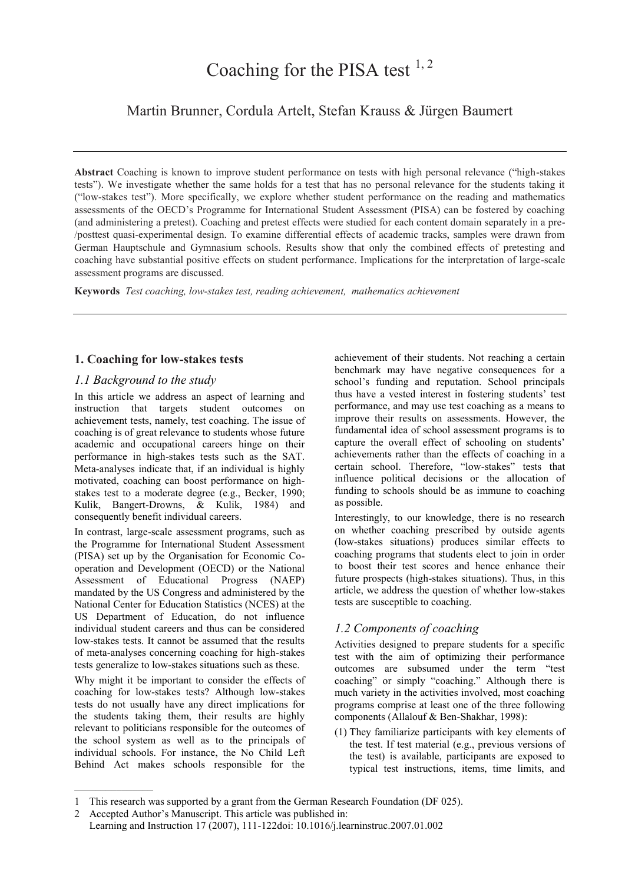# Coaching for the PISA test [1, 2]

Martin Brunner, Cordula Artelt, Stefan Krauss & Jürgen Baumert

**Abstract** Coaching is known to improve student performance on tests with high personal relevance ("high-stakes tests"). We investigate whether the same holds for a test that has no personal relevance for the students taking it ("low-stakes test"). More specifically, we explore whether student performance on the reading and mathematics assessments of the OECD's Programme for International Student Assessment (PISA) can be fostered by coaching (and administering a pretest). Coaching and pretest effects were studied for each content domain separately in a pre-/posttest quasi-experimental design. To examine differential effects of academic tracks, samples were drawn from German Hauptschule and Gymnasium schools. Results show that only the combined effects of pretesting and coaching have substantial positive effects on student performance. Implications for the interpretation of large-scale assessment programs are discussed.

**Keywords** *Test coaching, low-stakes test, reading achievement, mathematics achievement*

## 1. Coaching for low-stakes tests

### *1.1 Background to the study*

In this article we address an aspect of learning and instruction that targets student outcomes on achievement tests, namely, test coaching. The issue of coaching is of great relevance to students whose future academic and occupational careers hinge on their performance in high-stakes tests such as the SAT. Meta-analyses indicate that, if an individual is highly motivated, coaching can boost performance on high-stakes test to a moderate degree (e.g., Becker, 1990; Kulik, Bangert-Drowns, & Kulik, 1984) and consequently benefit individual careers.

In contrast, large-scale assessment programs, such as the Programme for International Student Assessment (PISA) set up by the Organisation for Economic Co-operation and Development (OECD) or the National Assessment of Educational Progress (NAEP) mandated by the US Congress and administered by the National Center for Education Statistics (NCES) at the US Department of Education, do not influence individual student careers and thus can be considered low-stakes tests. It cannot be assumed that the results of meta-analyses concerning coaching for high-stakes tests generalize to low-stakes situations such as these.

Why might it be important to consider the effects of coaching for low-stakes tests? Although low-stakes tests do not usually have any direct implications for the students taking them, their results are highly relevant to politicians responsible for the outcomes of the school system as well as to the principals of individual schools. For instance, the No Child Left Behind Act makes schools responsible for the achievement of their students. Not reaching a certain benchmark may have negative consequences for a school's funding and reputation. School principals thus have a vested interest in fostering students' test performance, and may use test coaching as a means to improve their results on assessments. However, the fundamental idea of school assessment programs is to capture the overall effect of schooling on students' achievements rather than the effects of coaching in a certain school. Therefore, "low-stakes" tests that influence political decisions or the allocation of funding to schools should be as immune to coaching as possible.

Interestingly, to our knowledge, there is no research on whether coaching prescribed by outside agents (low-stakes situations) produces similar effects to coaching programs that students elect to join in order to boost their test scores and hence enhance their future prospects (high-stakes situations). Thus, in this article, we address the question of whether low-stakes tests are susceptible to coaching.

### *1.2 Components of coaching*

Activities designed to prepare students for a specific test with the aim of optimizing their performance outcomes are subsumed under the term "test coaching" or simply "coaching." Although there is much variety in the activities involved, most coaching programs comprise at least one of the three following components (Allalouf & Ben-Shakhar, 1998):

(1) They familiarize participants with key elements of the test. If test material (e.g., previous versions of the test) is available, participants are exposed to typical test instructions, items, time limits, and

---

1 This research was supported by a grant from the German Research Foundation (DF 025).

2 Accepted Author's Manuscript. This article was published in: Learning and Instruction 17 (2007), 111-122doi: 10.1016/j.learninstruc.2007.01.002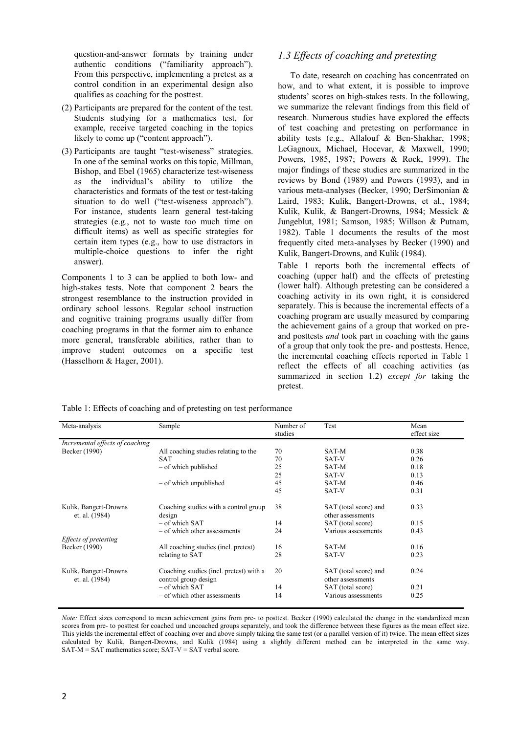question-and-answer formats by training under authentic conditions ("familiarity approach"). From this perspective, implementing a pretest as a control condition in an experimental design also qualifies as coaching for the posttest.

(2) Participants are prepared for the content of the test. Students studying for a mathematics test, for example, receive targeted coaching in the topics likely to come up ("content approach").

(3) Participants are taught "test-wiseness" strategies. In one of the seminal works on this topic, Millman, Bishop, and Ebel (1965) characterize test-wiseness as the individual's ability to utilize the characteristics and formats of the test or test-taking situation to do well ("test-wiseness approach"). For instance, students learn general test-taking strategies (e.g., not to waste too much time on difficult items) as well as specific strategies for certain item types (e.g., how to use distractors in multiple-choice questions to infer the right answer).

Components 1 to 3 can be applied to both low- and high-stakes tests. Note that component 2 bears the strongest resemblance to the instruction provided in ordinary school lessons. Regular school instruction and cognitive training programs usually differ from coaching programs in that the former aim to enhance more general, transferable abilities, rather than to improve student outcomes on a specific test (Hasselhorn & Hager, 2001).

### *1.3 Effects of coaching and pretesting*

To date, research on coaching has concentrated on how, and to what extent, it is possible to improve students' scores on high-stakes tests. In the following, we summarize the relevant findings from this field of research. Numerous studies have explored the effects of test coaching and pretesting on performance in ability tests (e.g., Allalouf & Ben-Shakhar, 1998; LeGagnoux, Michael, Hocevar, & Maxwell, 1990; Powers, 1985, 1987; Powers & Rock, 1999). The major findings of these studies are summarized in the reviews by Bond (1989) and Powers (1993), and in various meta-analyses (Becker, 1990; DerSimonian & Laird, 1983; Kulik, Bangert-Drowns, et al., 1984; Kulik, Kulik, & Bangert-Drowns, 1984; Messick & Jungeblut, 1981; Samson, 1985; Willson & Putnam, 1982). Table 1 documents the results of the most frequently cited meta-analyses by Becker (1990) and Kulik, Bangert-Drowns, and Kulik (1984).

Table 1 reports both the incremental effects of coaching (upper half) and the effects of pretesting (lower half). Although pretesting can be considered a coaching activity in its own right, it is considered separately. This is because the incremental effects of a coaching program are usually measured by comparing the achievement gains of a group that worked on pre- and posttests *and* took part in coaching with the gains of a group that only took the pre- and posttests. Hence, the incremental coaching effects reported in Table 1 reflect the effects of all coaching activities (as summarized in section 1.2) *except for* taking the pretest.

Table 1: Effects of coaching and of pretesting on test performance

| Meta-analysis | Sample | Number of studies | Test | Mean effect size |
|---|---|---|---|---|
| *Incremental effects of coaching* | | | | |
| Becker (1990) | All coaching studies relating to the SAT | 70 | SAT-M | 0.38 |
| | | 70 | SAT-V | 0.26 |
| | – of which published | 25 | SAT-M | 0.18 |
| | | 25 | SAT-V | 0.13 |
| | – of which unpublished | 45 | SAT-M | 0.46 |
| | | 45 | SAT-V | 0.31 |
| Kulik, Bangert-Drowns et. al. (1984) | Coaching studies with a control group design | 38 | SAT (total score) and other assessments | 0.33 |
| | – of which SAT | 14 | SAT (total score) | 0.15 |
| | – of which other assessments | 24 | Various assessments | 0.43 |
| *Effects of pretesting* | | | | |
| Becker (1990) | All coaching studies (incl. pretest) relating to SAT | 16 | SAT-M | 0.16 |
| | | 28 | SAT-V | 0.23 |
| Kulik, Bangert-Drowns et. al. (1984) | Coaching studies (incl. pretest) with a control group design | 20 | SAT (total score) and other assessments | 0.24 |
| | – of which SAT | 14 | SAT (total score) | 0.21 |
| | – of which other assessments | 14 | Various assessments | 0.25 |

*Note:* Effect sizes correspond to mean achievement gains from pre- to posttest. Becker (1990) calculated the change in the standardized mean scores from pre- to posttest for coached und uncoached groups separately, and took the difference between these figures as the mean effect size. This yields the incremental effect of coaching over and above simply taking the same test (or a parallel version of it) twice. The mean effect sizes calculated by Kulik, Bangert-Drowns, and Kulik (1984) using a slightly different method can be interpreted in the same way. SAT-M = SAT mathematics score; SAT-V = SAT verbal score.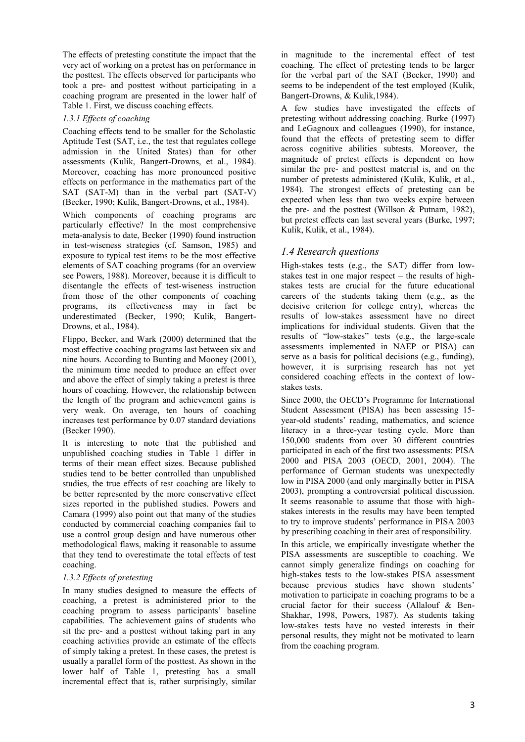The effects of pretesting constitute the impact that the very act of working on a pretest has on performance in the posttest. The effects observed for participants who took a pre- and posttest without participating in a coaching program are presented in the lower half of Table 1. First, we discuss coaching effects.

### *1.3.1 Effects of coaching*

Coaching effects tend to be smaller for the Scholastic Aptitude Test (SAT, i.e., the test that regulates college admission in the United States) than for other assessments (Kulik, Bangert-Drowns, et al., 1984). Moreover, coaching has more pronounced positive effects on performance in the mathematics part of the SAT (SAT-M) than in the verbal part (SAT-V) (Becker, 1990; Kulik, Bangert-Drowns, et al., 1984).

Which components of coaching programs are particularly effective? In the most comprehensive meta-analysis to date, Becker (1990) found instruction in test-wiseness strategies (cf. Samson, 1985) and exposure to typical test items to be the most effective elements of SAT coaching programs (for an overview see Powers, 1988). Moreover, because it is difficult to disentangle the effects of test-wiseness instruction from those of the other components of coaching programs, its effectiveness may in fact be underestimated (Becker, 1990; Kulik, Bangert-Drowns, et al., 1984).

Flippo, Becker, and Wark (2000) determined that the most effective coaching programs last between six and nine hours. According to Bunting and Mooney (2001), the minimum time needed to produce an effect over and above the effect of simply taking a pretest is three hours of coaching. However, the relationship between the length of the program and achievement gains is very weak. On average, ten hours of coaching increases test performance by 0.07 standard deviations (Becker 1990).

It is interesting to note that the published and unpublished coaching studies in Table 1 differ in terms of their mean effect sizes. Because published studies tend to be better controlled than unpublished studies, the true effects of test coaching are likely to be better represented by the more conservative effect sizes reported in the published studies. Powers and Camara (1999) also point out that many of the studies conducted by commercial coaching companies fail to use a control group design and have numerous other methodological flaws, making it reasonable to assume that they tend to overestimate the total effects of test coaching.

### *1.3.2 Effects of pretesting*

In many studies designed to measure the effects of coaching, a pretest is administered prior to the coaching program to assess participants' baseline capabilities. The achievement gains of students who sit the pre- and a posttest without taking part in any coaching activities provide an estimate of the effects of simply taking a pretest. In these cases, the pretest is usually a parallel form of the posttest. As shown in the lower half of Table 1, pretesting has a small incremental effect that is, rather surprisingly, similar in magnitude to the incremental effect of test coaching. The effect of pretesting tends to be larger for the verbal part of the SAT (Becker, 1990) and seems to be independent of the test employed (Kulik, Bangert-Drowns, & Kulik,1984).

A few studies have investigated the effects of pretesting without addressing coaching. Burke (1997) and LeGagnoux and colleagues (1990), for instance, found that the effects of pretesting seem to differ across cognitive abilities subtests. Moreover, the magnitude of pretest effects is dependent on how similar the pre- and posttest material is, and on the number of pretests administered (Kulik, Kulik, et al., 1984). The strongest effects of pretesting can be expected when less than two weeks expire between the pre- and the posttest (Willson & Putnam, 1982), but pretest effects can last several years (Burke, 1997; Kulik, Kulik, et al., 1984).

## *1.4 Research questions*

High-stakes tests (e.g., the SAT) differ from low-stakes test in one major respect – the results of high-stakes tests are crucial for the future educational careers of the students taking them (e.g., as the decisive criterion for college entry), whereas the results of low-stakes assessment have no direct implications for individual students. Given that the results of "low-stakes" tests (e.g., the large-scale assessments implemented in NAEP or PISA) can serve as a basis for political decisions (e.g., funding), however, it is surprising research has not yet considered coaching effects in the context of low-stakes tests.

Since 2000, the OECD's Programme for International Student Assessment (PISA) has been assessing 15-year-old students' reading, mathematics, and science literacy in a three-year testing cycle. More than 150,000 students from over 30 different countries participated in each of the first two assessments: PISA 2000 and PISA 2003 (OECD, 2001, 2004). The performance of German students was unexpectedly low in PISA 2000 (and only marginally better in PISA 2003), prompting a controversial political discussion. It seems reasonable to assume that those with high-stakes interests in the results may have been tempted to try to improve students' performance in PISA 2003 by prescribing coaching in their area of responsibility.

In this article, we empirically investigate whether the PISA assessments are susceptible to coaching. We cannot simply generalize findings on coaching for high-stakes tests to the low-stakes PISA assessment because previous studies have shown students' motivation to participate in coaching programs to be a crucial factor for their success (Allalouf & Ben-Shakhar, 1998, Powers, 1987). As students taking low-stakes tests have no vested interests in their personal results, they might not be motivated to learn from the coaching program.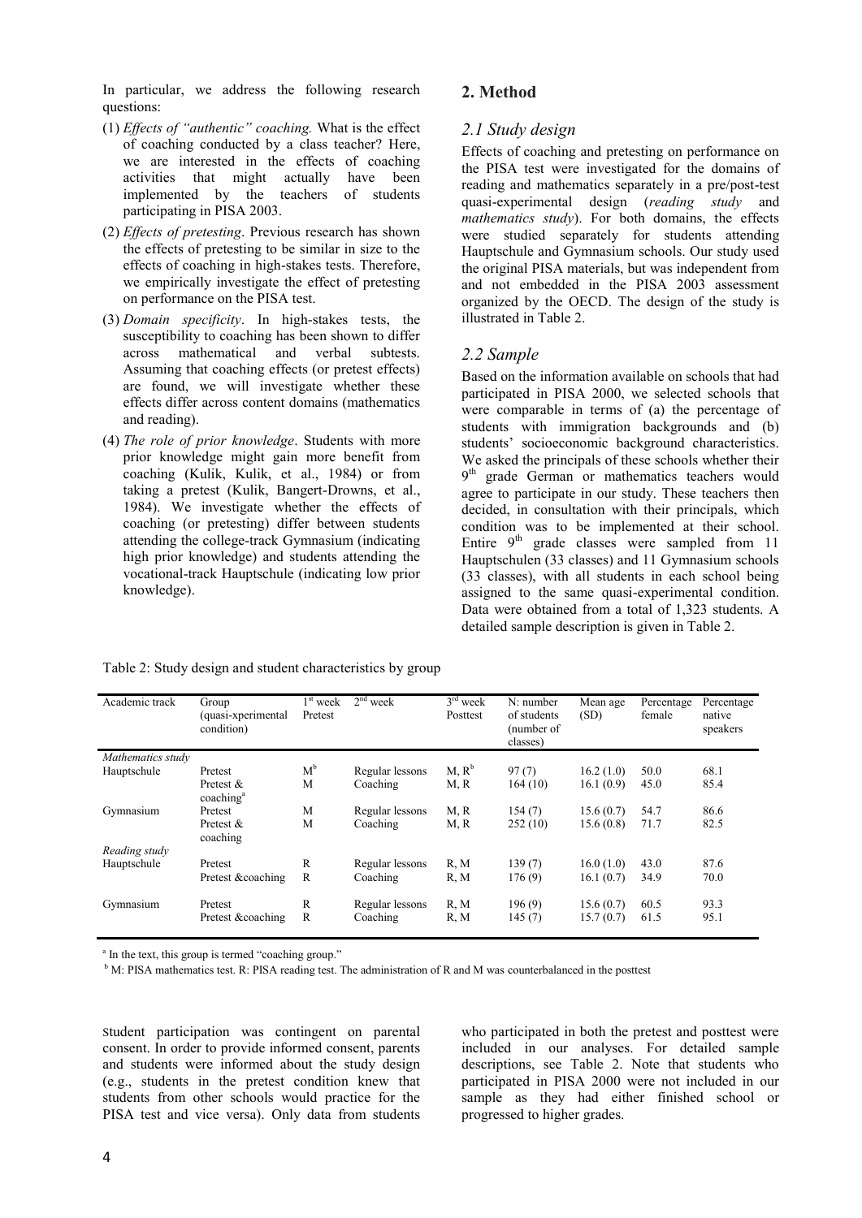In particular, we address the following research questions:

(1) *Effects of "authentic" coaching.* What is the effect of coaching conducted by a class teacher? Here, we are interested in the effects of coaching activities that might actually have been implemented by the teachers of students participating in PISA 2003.

(2) *Effects of pretesting*. Previous research has shown the effects of pretesting to be similar in size to the effects of coaching in high-stakes tests. Therefore, we empirically investigate the effect of pretesting on performance on the PISA test.

(3) *Domain specificity*. In high-stakes tests, the susceptibility to coaching has been shown to differ across mathematical and verbal subtests. Assuming that coaching effects (or pretest effects) are found, we will investigate whether these effects differ across content domains (mathematics and reading).

(4) *The role of prior knowledge*. Students with more prior knowledge might gain more benefit from coaching (Kulik, Kulik, et al., 1984) or from taking a pretest (Kulik, Bangert-Drowns, et al., 1984). We investigate whether the effects of coaching (or pretesting) differ between students attending the college-track Gymnasium (indicating high prior knowledge) and students attending the vocational-track Hauptschule (indicating low prior knowledge).

## 2. Method

### *2.1 Study design*

Effects of coaching and pretesting on performance on the PISA test were investigated for the domains of reading and mathematics separately in a pre/post-test quasi-experimental design (*reading study* and *mathematics study*). For both domains, the effects were studied separately for students attending Hauptschule and Gymnasium schools. Our study used the original PISA materials, but was independent from and not embedded in the PISA 2003 assessment organized by the OECD. The design of the study is illustrated in Table 2.

### *2.2 Sample*

Based on the information available on schools that had participated in PISA 2000, we selected schools that were comparable in terms of (a) the percentage of students with immigration backgrounds and (b) students' socioeconomic background characteristics. We asked the principals of these schools whether their 9th grade German or mathematics teachers would agree to participate in our study. These teachers then decided, in consultation with their principals, which condition was to be implemented at their school. Entire 9th grade classes were sampled from 11 Hauptschulen (33 classes) and 11 Gymnasium schools (33 classes), with all students in each school being assigned to the same quasi-experimental condition. Data were obtained from a total of 1,323 students. A detailed sample description is given in Table 2.

Table 2: Study design and student characteristics by group

| Academic track | Group (quasi-experimental condition) | 1st week Pretest | 2nd week | 3rd week Posttest | N: number of students (number of classes) | Mean age (SD) | Percentage female | Percentage native speakers |
|---|---|---|---|---|---|---|---|---|
| *Mathematics study* | | | | | | | | |
| Hauptschule | Pretest | M[b] | Regular lessons | M, R[b] | 97 (7) | 16.2 (1.0) | 50.0 | 68.1 |
| | Pretest & coaching[a] | M | Coaching | M, R | 164 (10) | 16.1 (0.9) | 45.0 | 85.4 |
| Gymnasium | Pretest | M | Regular lessons | M, R | 154 (7) | 15.6 (0.7) | 54.7 | 86.6 |
| | Pretest & coaching | M | Coaching | M, R | 252 (10) | 15.6 (0.8) | 71.7 | 82.5 |
| *Reading study* | | | | | | | | |
| Hauptschule | Pretest | R | Regular lessons | R, M | 139 (7) | 16.0 (1.0) | 43.0 | 87.6 |
| | Pretest &coaching | R | Coaching | R, M | 176 (9) | 16.1 (0.7) | 34.9 | 70.0 |
| Gymnasium | Pretest | R | Regular lessons | R, M | 196 (9) | 15.6 (0.7) | 60.5 | 93.3 |
| | Pretest &coaching | R | Coaching | R, M | 145 (7) | 15.7 (0.7) | 61.5 | 95.1 |

[a] In the text, this group is termed "coaching group."

[b] M: PISA mathematics test. R: PISA reading test. The administration of R and M was counterbalanced in the posttest

Student participation was contingent on parental consent. In order to provide informed consent, parents and students were informed about the study design (e.g., students in the pretest condition knew that students from other schools would practice for the PISA test and vice versa). Only data from students who participated in both the pretest and posttest were included in our analyses. For detailed sample descriptions, see Table 2. Note that students who participated in PISA 2000 were not included in our sample as they had either finished school or progressed to higher grades.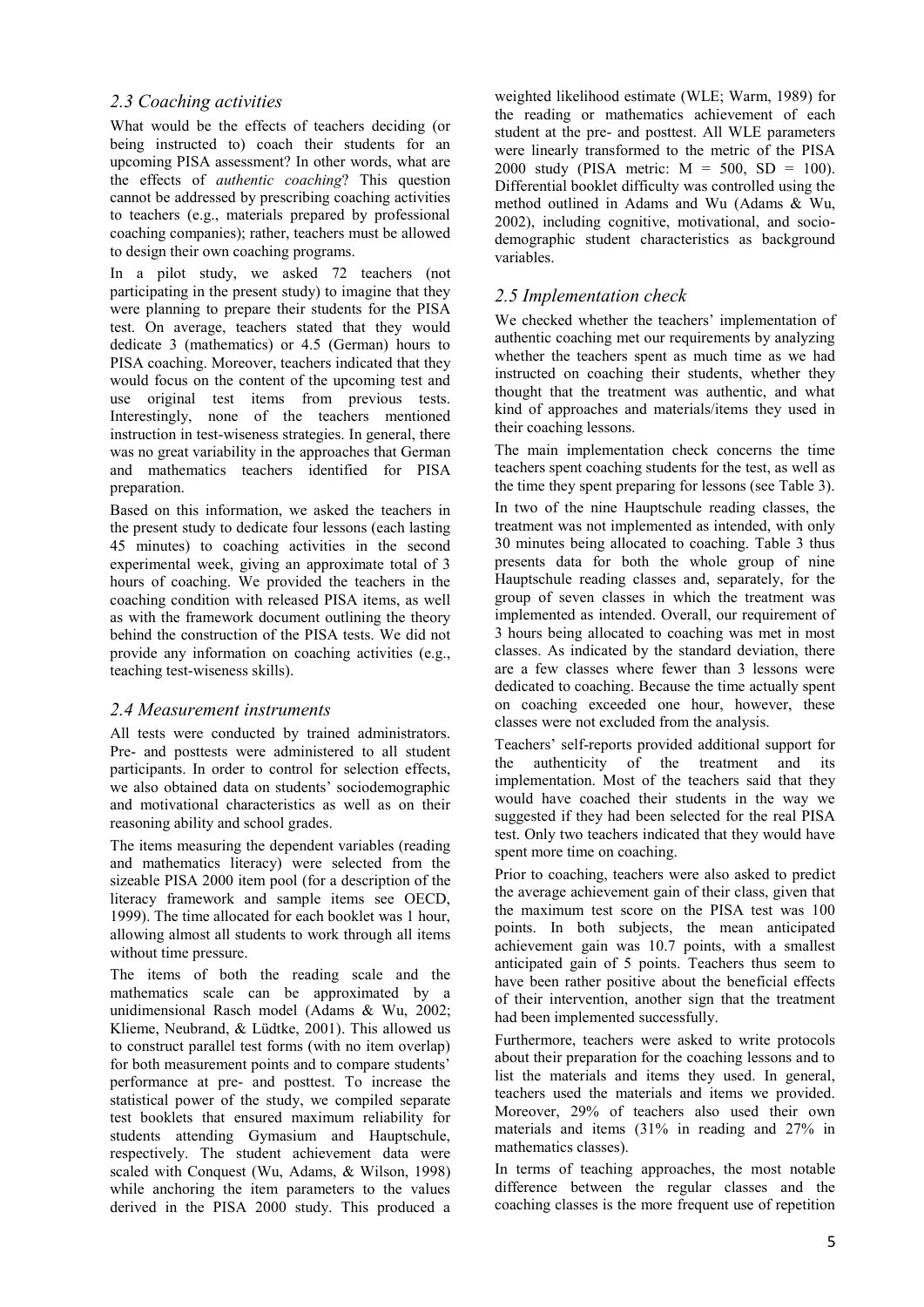## 2.3 Coaching activities

What would be the effects of teachers deciding (or being instructed to) coach their students for an upcoming PISA assessment? In other words, what are the effects of *authentic coaching*? This question cannot be addressed by prescribing coaching activities to teachers (e.g., materials prepared by professional coaching companies); rather, teachers must be allowed to design their own coaching programs.

In a pilot study, we asked 72 teachers (not participating in the present study) to imagine that they were planning to prepare their students for the PISA test. On average, teachers stated that they would dedicate 3 (mathematics) or 4.5 (German) hours to PISA coaching. Moreover, teachers indicated that they would focus on the content of the upcoming test and use original test items from previous tests. Interestingly, none of the teachers mentioned instruction in test-wiseness strategies. In general, there was no great variability in the approaches that German and mathematics teachers identified for PISA preparation.

Based on this information, we asked the teachers in the present study to dedicate four lessons (each lasting 45 minutes) to coaching activities in the second experimental week, giving an approximate total of 3 hours of coaching. We provided the teachers in the coaching condition with released PISA items, as well as with the framework document outlining the theory behind the construction of the PISA tests. We did not provide any information on coaching activities (e.g., teaching test-wiseness skills).

## 2.4 Measurement instruments

All tests were conducted by trained administrators. Pre- and posttests were administered to all student participants. In order to control for selection effects, we also obtained data on students' sociodemographic and motivational characteristics as well as on their reasoning ability and school grades.

The items measuring the dependent variables (reading and mathematics literacy) were selected from the sizeable PISA 2000 item pool (for a description of the literacy framework and sample items see OECD, 1999). The time allocated for each booklet was 1 hour, allowing almost all students to work through all items without time pressure.

The items of both the reading scale and the mathematics scale can be approximated by a unidimensional Rasch model (Adams & Wu, 2002; Klieme, Neubrand, & Lüdtke, 2001). This allowed us to construct parallel test forms (with no item overlap) for both measurement points and to compare students' performance at pre- and posttest. To increase the statistical power of the study, we compiled separate test booklets that ensured maximum reliability for students attending Gymasium and Hauptschule, respectively. The student achievement data were scaled with Conquest (Wu, Adams, & Wilson, 1998) while anchoring the item parameters to the values derived in the PISA 2000 study. This produced a weighted likelihood estimate (WLE; Warm, 1989) for the reading or mathematics achievement of each student at the pre- and posttest. All WLE parameters were linearly transformed to the metric of the PISA 2000 study (PISA metric: $M = 500$, $SD = 100$). Differential booklet difficulty was controlled using the method outlined in Adams and Wu (Adams & Wu, 2002), including cognitive, motivational, and sociodemographic student characteristics as background variables.

## 2.5 Implementation check

We checked whether the teachers' implementation of authentic coaching met our requirements by analyzing whether the teachers spent as much time as we had instructed on coaching their students, whether they thought that the treatment was authentic, and what kind of approaches and materials/items they used in their coaching lessons.

The main implementation check concerns the time teachers spent coaching students for the test, as well as the time they spent preparing for lessons (see Table 3).

In two of the nine Hauptschule reading classes, the treatment was not implemented as intended, with only 30 minutes being allocated to coaching. Table 3 thus presents data for both the whole group of nine Hauptschule reading classes and, separately, for the group of seven classes in which the treatment was implemented as intended. Overall, our requirement of 3 hours being allocated to coaching was met in most classes. As indicated by the standard deviation, there are a few classes where fewer than 3 lessons were dedicated to coaching. Because the time actually spent on coaching exceeded one hour, however, these classes were not excluded from the analysis.

Teachers' self-reports provided additional support for the authenticity of the treatment and its implementation. Most of the teachers said that they would have coached their students in the way we suggested if they had been selected for the real PISA test. Only two teachers indicated that they would have spent more time on coaching.

Prior to coaching, teachers were also asked to predict the average achievement gain of their class, given that the maximum test score on the PISA test was 100 points. In both subjects, the mean anticipated achievement gain was 10.7 points, with a smallest anticipated gain of 5 points. Teachers thus seem to have been rather positive about the beneficial effects of their intervention, another sign that the treatment had been implemented successfully.

Furthermore, teachers were asked to write protocols about their preparation for the coaching lessons and to list the materials and items they used. In general, teachers used the materials and items we provided. Moreover, 29% of teachers also used their own materials and items (31% in reading and 27% in mathematics classes).

In terms of teaching approaches, the most notable difference between the regular classes and the coaching classes is the more frequent use of repetition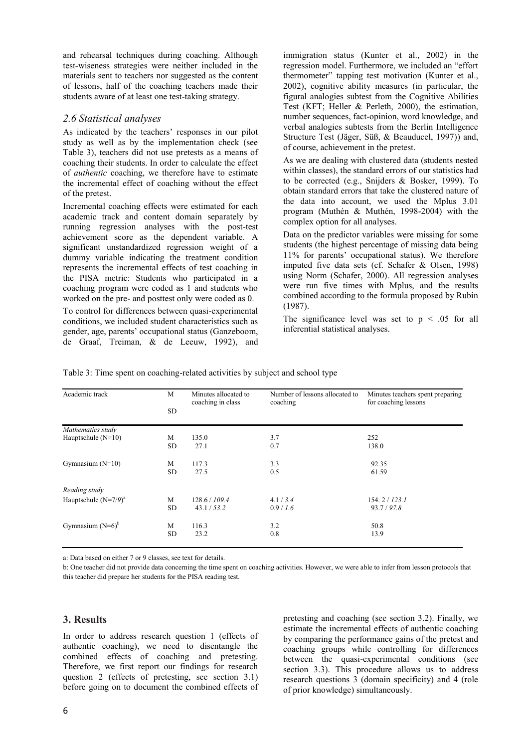and rehearsal techniques during coaching. Although test-wiseness strategies were neither included in the materials sent to teachers nor suggested as the content of lessons, half of the coaching teachers made their students aware of at least one test-taking strategy.

### *2.6 Statistical analyses*

As indicated by the teachers' responses in our pilot study as well as by the implementation check (see Table 3), teachers did not use pretests as a means of coaching their students. In order to calculate the effect of *authentic* coaching, we therefore have to estimate the incremental effect of coaching without the effect of the pretest.

Incremental coaching effects were estimated for each academic track and content domain separately by running regression analyses with the post-test achievement score as the dependent variable. A significant unstandardized regression weight of a dummy variable indicating the treatment condition represents the incremental effects of test coaching in the PISA metric: Students who participated in a coaching program were coded as 1 and students who worked on the pre- and posttest only were coded as 0.

To control for differences between quasi-experimental conditions, we included student characteristics such as gender, age, parents' occupational status (Ganzeboom, de Graaf, Treiman, & de Leeuw, 1992), and immigration status (Kunter et al., 2002) in the regression model. Furthermore, we included an "effort thermometer" tapping test motivation (Kunter et al., 2002), cognitive ability measures (in particular, the figural analogies subtest from the Cognitive Abilities Test (KFT; Heller & Perleth, 2000), the estimation, number sequences, fact-opinion, word knowledge, and verbal analogies subtests from the Berlin Intelligence Structure Test (Jäger, Süß, & Beauducel, 1997)) and, of course, achievement in the pretest.

As we are dealing with clustered data (students nested within classes), the standard errors of our statistics had to be corrected (e.g., Snijders & Bosker, 1999). To obtain standard errors that take the clustered nature of the data into account, we used the Mplus 3.01 program (Muthén & Muthén, 1998-2004) with the complex option for all analyses.

Data on the predictor variables were missing for some students (the highest percentage of missing data being 11% for parents' occupational status). We therefore imputed five data sets (cf. Schafer & Olsen, 1998) using Norm (Schafer, 2000). All regression analyses were run five times with Mplus, and the results combined according to the formula proposed by Rubin (1987).

The significance level was set to $p < .05$ for all inferential statistical analyses.

Table 3: Time spent on coaching-related activities by subject and school type

| Academic track | M / SD | Minutes allocated to coaching in class | Number of lessons allocated to coaching | Minutes teachers spent preparing for coaching lessons |
|---|---|---|---|---|
| *Mathematics study* | | | | |
| Hauptschule (N=10) | M | 135.0 | 3.7 | 252 |
| | SD | 27.1 | 0.7 | 138.0 |
| Gymnasium (N=10) | M | 117.3 | 3.3 | 92.35 |
| | SD | 27.5 | 0.5 | 61.59 |
| *Reading study* | | | | |
| Hauptschule (N=7/*9*)[a] | M | 128.6 / *109.4* | 4.1 / *3.4* | 154. 2 / *123.1* |
| | SD | 43.1 / *53.2* | 0.9 / *1.6* | 93.7 / *97.8* |
| Gymnasium (N=6)[b] | M | 116.3 | 3.2 | 50.8 |
| | SD | 23.2 | 0.8 | 13.9 |

a: Data based on either 7 or 9 classes, see text for details.

b: One teacher did not provide data concerning the time spent on coaching activities. However, we were able to infer from lesson protocols that this teacher did prepare her students for the PISA reading test.

## 3. Results

In order to address research question 1 (effects of authentic coaching), we need to disentangle the combined effects of coaching and pretesting. Therefore, we first report our findings for research question 2 (effects of pretesting, see section 3.1) before going on to document the combined effects of pretesting and coaching (see section 3.2). Finally, we estimate the incremental effects of authentic coaching by comparing the performance gains of the pretest and coaching groups while controlling for differences between the quasi-experimental conditions (see section 3.3). This procedure allows us to address research questions 3 (domain specificity) and 4 (role of prior knowledge) simultaneously.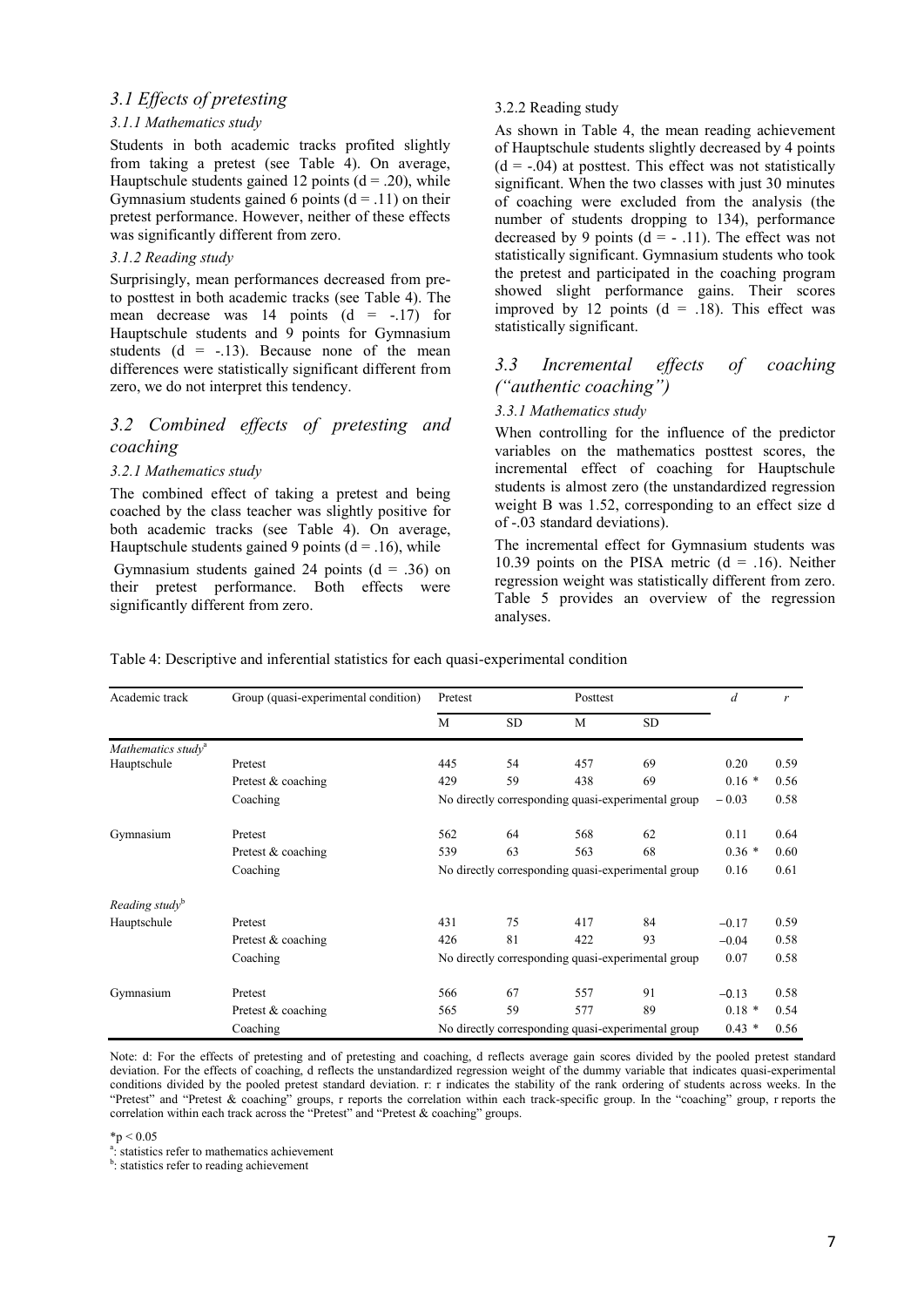## 3.1 Effects of pretesting

### 3.1.1 Mathematics study

Students in both academic tracks profited slightly from taking a pretest (see Table 4). On average, Hauptschule students gained 12 points (d = .20), while Gymnasium students gained 6 points (d = .11) on their pretest performance. However, neither of these effects was significantly different from zero.

### 3.1.2 Reading study

Surprisingly, mean performances decreased from pre- to posttest in both academic tracks (see Table 4). The mean decrease was 14 points (d = -.17) for Hauptschule students and 9 points for Gymnasium students (d = -.13). Because none of the mean differences were statistically significant different from zero, we do not interpret this tendency.

## 3.2 Combined effects of pretesting and coaching

### 3.2.1 Mathematics study

The combined effect of taking a pretest and being coached by the class teacher was slightly positive for both academic tracks (see Table 4). On average, Hauptschule students gained 9 points (d = .16), while Gymnasium students gained 24 points (d = .36) on their pretest performance. Both effects were significantly different from zero.

### 3.2.2 Reading study

As shown in Table 4, the mean reading achievement of Hauptschule students slightly decreased by 4 points (d = -.04) at posttest. This effect was not statistically significant. When the two classes with just 30 minutes of coaching were excluded from the analysis (the number of students dropping to 134), performance decreased by 9 points (d = - .11). The effect was not statistically significant. Gymnasium students who took the pretest and participated in the coaching program showed slight performance gains. Their scores improved by 12 points (d = .18). This effect was statistically significant.

## 3.3 Incremental effects of coaching ("authentic coaching")

### 3.3.1 Mathematics study

When controlling for the influence of the predictor variables on the mathematics posttest scores, the incremental effect of coaching for Hauptschule students is almost zero (the unstandardized regression weight B was 1.52, corresponding to an effect size d of -.03 standard deviations).

The incremental effect for Gymnasium students was 10.39 points on the PISA metric (d = .16). Neither regression weight was statistically different from zero. Table 5 provides an overview of the regression analyses.

Table 4: Descriptive and inferential statistics for each quasi-experimental condition

| Academic track | Group (quasi-experimental condition) | Pretest | | Posttest | | *d* | *r* |
|---|---|---|---|---|---|---|---|
| | | M | SD | M | SD | | |
| *Mathematics study*[a] | | | | | | | |
| Hauptschule | Pretest | 445 | 54 | 457 | 69 | 0.20 | 0.59 |
| | Pretest & coaching | 429 | 59 | 438 | 69 | 0.16 * | 0.56 |
| | Coaching | No directly corresponding quasi-experimental group | | | | – 0.03 | 0.58 |
| Gymnasium | Pretest | 562 | 64 | 568 | 62 | 0.11 | 0.64 |
| | Pretest & coaching | 539 | 63 | 563 | 68 | 0.36 * | 0.60 |
| | Coaching | No directly corresponding quasi-experimental group | | | | 0.16 | 0.61 |
| *Reading study*[b] | | | | | | | |
| Hauptschule | Pretest | 431 | 75 | 417 | 84 | –0.17 | 0.59 |
| | Pretest & coaching | 426 | 81 | 422 | 93 | –0.04 | 0.58 |
| | Coaching | No directly corresponding quasi-experimental group | | | | 0.07 | 0.58 |
| Gymnasium | Pretest | 566 | 67 | 557 | 91 | –0.13 | 0.58 |
| | Pretest & coaching | 565 | 59 | 577 | 89 | 0.18 * | 0.54 |
| | Coaching | No directly corresponding quasi-experimental group | | | | 0.43 * | 0.56 |

Note: d: For the effects of pretesting and of pretesting and coaching, d reflects average gain scores divided by the pooled pretest standard deviation. For the effects of coaching, d reflects the unstandardized regression weight of the dummy variable that indicates quasi-experimental conditions divided by the pooled pretest standard deviation. r: r indicates the stability of the rank ordering of students across weeks. In the "Pretest" and "Pretest & coaching" groups, r reports the correlation within each track-specific group. In the "coaching" group, r reports the correlation within each track across the "Pretest" and "Pretest & coaching" groups.

*$p < 0.05$

[a]: statistics refer to mathematics achievement

[b]: statistics refer to reading achievement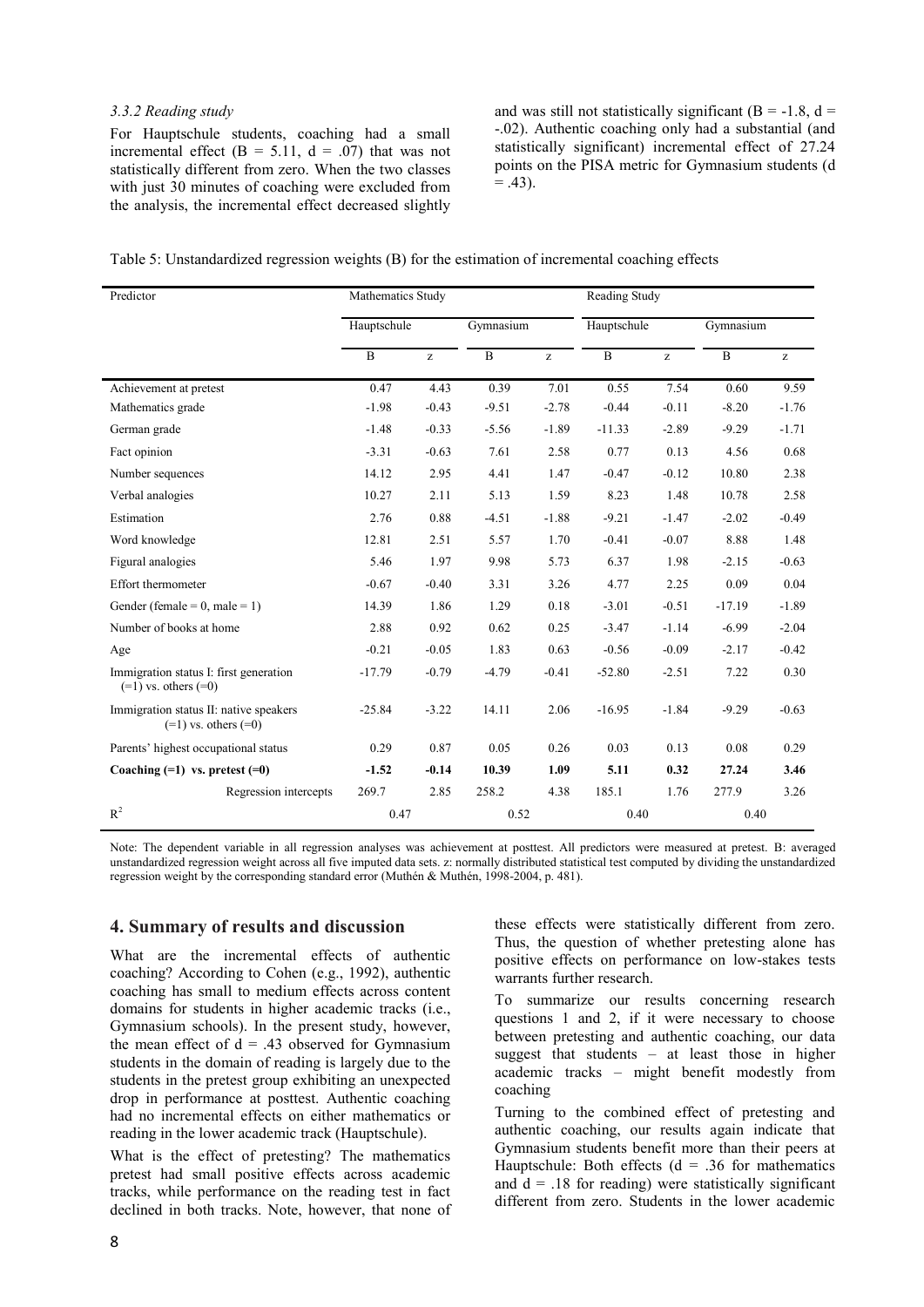### 3.3.2 Reading study

For Hauptschule students, coaching had a small incremental effect (B = 5.11, d = .07) that was not statistically different from zero. When the two classes with just 30 minutes of coaching were excluded from the analysis, the incremental effect decreased slightly and was still not statistically significant (B = -1.8, d = -.02). Authentic coaching only had a substantial (and statistically significant) incremental effect of 27.24 points on the PISA metric for Gymnasium students (d = .43).

Table 5: Unstandardized regression weights (B) for the estimation of incremental coaching effects

| Predictor | Mathematics Study | | | | Reading Study | | | |
|---|---|---|---|---|---|---|---|---|
| | Hauptschule | | Gymnasium | | Hauptschule | | Gymnasium | |
| | B | z | B | z | B | z | B | z |
| Achievement at pretest | 0.47 | 4.43 | 0.39 | 7.01 | 0.55 | 7.54 | 0.60 | 9.59 |
| Mathematics grade | -1.98 | -0.43 | -9.51 | -2.78 | -0.44 | -0.11 | -8.20 | -1.76 |
| German grade | -1.48 | -0.33 | -5.56 | -1.89 | -11.33 | -2.89 | -9.29 | -1.71 |
| Fact opinion | -3.31 | -0.63 | 7.61 | 2.58 | 0.77 | 0.13 | 4.56 | 0.68 |
| Number sequences | 14.12 | 2.95 | 4.41 | 1.47 | -0.47 | -0.12 | 10.80 | 2.38 |
| Verbal analogies | 10.27 | 2.11 | 5.13 | 1.59 | 8.23 | 1.48 | 10.78 | 2.58 |
| Estimation | 2.76 | 0.88 | -4.51 | -1.88 | -9.21 | -1.47 | -2.02 | -0.49 |
| Word knowledge | 12.81 | 2.51 | 5.57 | 1.70 | -0.41 | -0.07 | 8.88 | 1.48 |
| Figural analogies | 5.46 | 1.97 | 9.98 | 5.73 | 6.37 | 1.98 | -2.15 | -0.63 |
| Effort thermometer | -0.67 | -0.40 | 3.31 | 3.26 | 4.77 | 2.25 | 0.09 | 0.04 |
| Gender (female = 0, male = 1) | 14.39 | 1.86 | 1.29 | 0.18 | -3.01 | -0.51 | -17.19 | -1.89 |
| Number of books at home | 2.88 | 0.92 | 0.62 | 0.25 | -3.47 | -1.14 | -6.99 | -2.04 |
| Age | -0.21 | -0.05 | 1.83 | 0.63 | -0.56 | -0.09 | -2.17 | -0.42 |
| Immigration status I: first generation (=1) vs. others (=0) | -17.79 | -0.79 | -4.79 | -0.41 | -52.80 | -2.51 | 7.22 | 0.30 |
| Immigration status II: native speakers (=1) vs. others (=0) | -25.84 | -3.22 | 14.11 | 2.06 | -16.95 | -1.84 | -9.29 | -0.63 |
| Parents' highest occupational status | 0.29 | 0.87 | 0.05 | 0.26 | 0.03 | 0.13 | 0.08 | 0.29 |
| **Coaching (=1) vs. pretest (=0)** | **-1.52** | **-0.14** | **10.39** | **1.09** | **5.11** | **0.32** | **27.24** | **3.46** |
| Regression intercepts | 269.7 | 2.85 | 258.2 | 4.38 | 185.1 | 1.76 | 277.9 | 3.26 |
| $R^2$ | 0.47 | | 0.52 | | 0.40 | | 0.40 | |

Note: The dependent variable in all regression analyses was achievement at posttest. All predictors were measured at pretest. B: averaged unstandardized regression weight across all five imputed data sets. z: normally distributed statistical test computed by dividing the unstandardized regression weight by the corresponding standard error (Muthén & Muthén, 1998-2004, p. 481).

## 4. Summary of results and discussion

What are the incremental effects of authentic coaching? According to Cohen (e.g., 1992), authentic coaching has small to medium effects across content domains for students in higher academic tracks (i.e., Gymnasium schools). In the present study, however, the mean effect of d = .43 observed for Gymnasium students in the domain of reading is largely due to the students in the pretest group exhibiting an unexpected drop in performance at posttest. Authentic coaching had no incremental effects on either mathematics or reading in the lower academic track (Hauptschule).

What is the effect of pretesting? The mathematics pretest had small positive effects across academic tracks, while performance on the reading test in fact declined in both tracks. Note, however, that none of these effects were statistically different from zero. Thus, the question of whether pretesting alone has positive effects on performance on low-stakes tests warrants further research.

To summarize our results concerning research questions 1 and 2, if it were necessary to choose between pretesting and authentic coaching, our data suggest that students – at least those in higher academic tracks – might benefit modestly from coaching

Turning to the combined effect of pretesting and authentic coaching, our results again indicate that Gymnasium students benefit more than their peers at Hauptschule: Both effects (d = .36 for mathematics and d = .18 for reading) were statistically significant different from zero. Students in the lower academic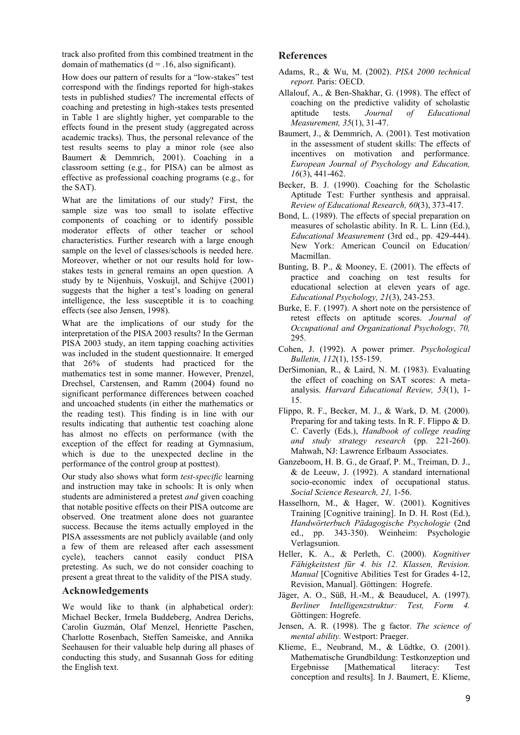track also profited from this combined treatment in the domain of mathematics ($d = .16$, also significant).

How does our pattern of results for a "low-stakes" test correspond with the findings reported for high-stakes tests in published studies? The incremental effects of coaching and pretesting in high-stakes tests presented in Table 1 are slightly higher, yet comparable to the effects found in the present study (aggregated across academic tracks). Thus, the personal relevance of the test results seems to play a minor role (see also Baumert & Demmrich, 2001). Coaching in a classroom setting (e.g., for PISA) can be almost as effective as professional coaching programs (e.g., for the SAT).

What are the limitations of our study? First, the sample size was too small to isolate effective components of coaching or to identify possible moderator effects of other teacher or school characteristics. Further research with a large enough sample on the level of classes/schools is needed here. Moreover, whether or not our results hold for low-stakes tests in general remains an open question. A study by te Nijenhuis, Voskuijl, and Schijve (2001) suggests that the higher a test's loading on general intelligence, the less susceptible it is to coaching effects (see also Jensen, 1998).

What are the implications of our study for the interpretation of the PISA 2003 results? In the German PISA 2003 study, an item tapping coaching activities was included in the student questionnaire. It emerged that 26% of students had practiced for the mathematics test in some manner. However, Prenzel, Drechsel, Carstensen, and Ramm (2004) found no significant performance differences between coached and uncoached students (in either the mathematics or the reading test). This finding is in line with our results indicating that authentic test coaching alone has almost no effects on performance (with the exception of the effect for reading at Gymnasium, which is due to the unexpected decline in the performance of the control group at posttest).

Our study also shows what form *test-specific* learning and instruction may take in schools: It is only when students are administered a pretest *and* given coaching that notable positive effects on their PISA outcome are observed. One treatment alone does not guarantee success. Because the items actually employed in the PISA assessments are not publicly available (and only a few of them are released after each assessment cycle), teachers cannot easily conduct PISA pretesting. As such, we do not consider coaching to present a great threat to the validity of the PISA study.

## Acknowledgements

We would like to thank (in alphabetical order): Michael Becker, Irmela Buddeberg, Andrea Derichs, Carolin Guzmán, Olaf Menzel, Henriette Paschen, Charlotte Rosenbach, Steffen Sameiske, and Annika Seehausen for their valuable help during all phases of conducting this study, and Susannah Goss for editing the English text.

## References

Adams, R., & Wu, M. (2002). *PISA 2000 technical report.* Paris: OECD.

Allalouf, A., & Ben-Shakhar, G. (1998). The effect of coaching on the predictive validity of scholastic aptitude tests. *Journal of Educational Measurement, 35*(1), 31-47.

Baumert, J., & Demmrich, A. (2001). Test motivation in the assessment of student skills: The effects of incentives on motivation and performance. *European Journal of Psychology and Education, 16*(3), 441-462.

Becker, B. J. (1990). Coaching for the Scholastic Aptitude Test: Further synthesis and appraisal. *Review of Educational Research, 60*(3), 373-417.

Bond, L. (1989). The effects of special preparation on measures of scholastic ability. In R. L. Linn (Ed.), *Educational Measurement* (3rd ed., pp. 429-444). New York: American Council on Education/ Macmillan.

Bunting, B. P., & Mooney, E. (2001). The effects of practice and coaching on test results for educational selection at eleven years of age. *Educational Psychology, 21*(3), 243-253.

Burke, E. F. (1997). A short note on the persistence of retest effects on aptitude scores. *Journal of Occupational and Organizational Psychology, 70,* 295.

Cohen, J. (1992). A power primer. *Psychological Bulletin, 112*(1), 155-159.

DerSimonian, R., & Laird, N. M. (1983). Evaluating the effect of coaching on SAT scores: A meta-analysis. *Harvard Educational Review, 53*(1), 1-15.

Flippo, R. F., Becker, M. J., & Wark, D. M. (2000). Preparing for and taking tests. In R. F. Flippo & D. C. Caverly (Eds.), *Handbook of college reading and study strategy research* (pp. 221-260). Mahwah, NJ: Lawrence Erlbaum Associates.

Ganzeboom, H. B. G., de Graaf, P. M., Treiman, D. J., & de Leeuw, J. (1992). A standard international socio-economic index of occupational status. *Social Science Research, 21,* 1-56.

Hasselhorn, M., & Hager, W. (2001). Kognitives Training [Cognitive training]. In D. H. Rost (Ed.), *Handwörterbuch Pädagogische Psychologie* (2nd ed., pp. 343-350). Weinheim: Psychologie Verlagsunion.

Heller, K. A., & Perleth, C. (2000). *Kognitiver Fähigkeitstest für 4. bis 12. Klassen, Revision. Manual* [Cognitive Abilities Test for Grades 4-12, Revision, Manual]. Göttingen: Hogrefe.

Jäger, A. O., Süß, H.-M., & Beauducel, A. (1997). *Berliner Intelligenzstruktur: Test, Form 4.* Göttingen: Hogrefe.

Jensen, A. R. (1998). The g factor. *The science of mental ability.* Westport: Praeger.

Klieme, E., Neubrand, M., & Lüdtke, O. (2001). Mathematische Grundbildung: Testkonzeption und Ergebnisse [Mathematical literacy: Test conception and results]. In J. Baumert, E. Klieme,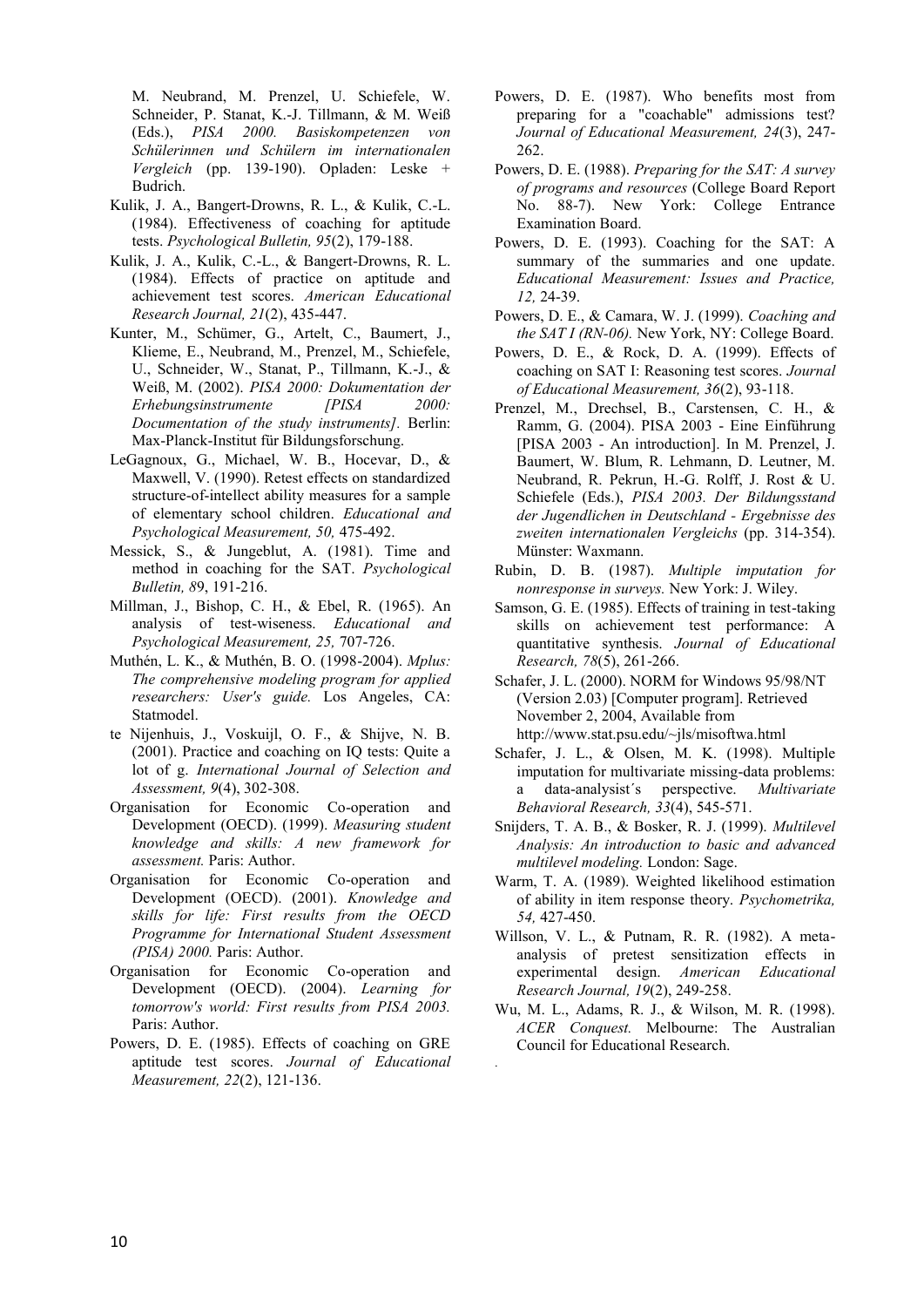M. Neubrand, M. Prenzel, U. Schiefele, W. Schneider, P. Stanat, K.-J. Tillmann, & M. Weiß (Eds.), *PISA 2000. Basiskompetenzen von Schülerinnen und Schülern im internationalen Vergleich* (pp. 139-190). Opladen: Leske + Budrich.

Kulik, J. A., Bangert-Drowns, R. L., & Kulik, C.-L. (1984). Effectiveness of coaching for aptitude tests. *Psychological Bulletin, 95*(2), 179-188.

Kulik, J. A., Kulik, C.-L., & Bangert-Drowns, R. L. (1984). Effects of practice on aptitude and achievement test scores. *American Educational Research Journal, 21*(2), 435-447.

Kunter, M., Schümer, G., Artelt, C., Baumert, J., Klieme, E., Neubrand, M., Prenzel, M., Schiefele, U., Schneider, W., Stanat, P., Tillmann, K.-J., & Weiß, M. (2002). *PISA 2000: Dokumentation der Erhebungsinstrumente [PISA 2000: Documentation of the study instruments].* Berlin: Max-Planck-Institut für Bildungsforschung.

LeGagnoux, G., Michael, W. B., Hocevar, D., & Maxwell, V. (1990). Retest effects on standardized structure-of-intellect ability measures for a sample of elementary school children. *Educational and Psychological Measurement, 50,* 475-492.

Messick, S., & Jungeblut, A. (1981). Time and method in coaching for the SAT. *Psychological Bulletin, 8*9, 191-216.

Millman, J., Bishop, C. H., & Ebel, R. (1965). An analysis of test-wiseness. *Educational and Psychological Measurement, 25,* 707-726.

Muthén, L. K., & Muthén, B. O. (1998-2004). *Mplus: The comprehensive modeling program for applied researchers: User's guide.* Los Angeles, CA: Statmodel.

te Nijenhuis, J., Voskuijl, O. F., & Shijve, N. B. (2001). Practice and coaching on IQ tests: Quite a lot of g. *International Journal of Selection and Assessment, 9*(4), 302-308.

Organisation for Economic Co-operation and Development (OECD). (1999). *Measuring student knowledge and skills: A new framework for assessment.* Paris: Author.

Organisation for Economic Co-operation and Development (OECD). (2001). *Knowledge and skills for life: First results from the OECD Programme for International Student Assessment (PISA) 2000.* Paris: Author.

Organisation for Economic Co-operation and Development (OECD). (2004). *Learning for tomorrow's world: First results from PISA 2003.* Paris: Author.

Powers, D. E. (1985). Effects of coaching on GRE aptitude test scores. *Journal of Educational Measurement, 22*(2), 121-136.

Powers, D. E. (1987). Who benefits most from preparing for a "coachable" admissions test? *Journal of Educational Measurement, 24*(3), 247-262.

Powers, D. E. (1988). *Preparing for the SAT: A survey of programs and resources* (College Board Report No. 88-7). New York: College Entrance Examination Board.

Powers, D. E. (1993). Coaching for the SAT: A summary of the summaries and one update. *Educational Measurement: Issues and Practice, 12,* 24-39.

Powers, D. E., & Camara, W. J. (1999). *Coaching and the SAT I (RN-06).* New York, NY: College Board.

Powers, D. E., & Rock, D. A. (1999). Effects of coaching on SAT I: Reasoning test scores. *Journal of Educational Measurement, 36*(2), 93-118.

Prenzel, M., Drechsel, B., Carstensen, C. H., & Ramm, G. (2004). PISA 2003 - Eine Einführung [PISA 2003 - An introduction]. In M. Prenzel, J. Baumert, W. Blum, R. Lehmann, D. Leutner, M. Neubrand, R. Pekrun, H.-G. Rolff, J. Rost & U. Schiefele (Eds.), *PISA 2003. Der Bildungsstand der Jugendlichen in Deutschland - Ergebnisse des zweiten internationalen Vergleichs* (pp. 314-354). Münster: Waxmann.

Rubin, D. B. (1987). *Multiple imputation for nonresponse in surveys.* New York: J. Wiley.

Samson, G. E. (1985). Effects of training in test-taking skills on achievement test performance: A quantitative synthesis. *Journal of Educational Research, 78*(5), 261-266.

Schafer, J. L. (2000). NORM for Windows 95/98/NT (Version 2.03) [Computer program]. Retrieved November 2, 2004, Available from http://www.stat.psu.edu/~jls/misoftwa.html

Schafer, J. L., & Olsen, M. K. (1998). Multiple imputation for multivariate missing-data problems: a data-analysist´s perspective. *Multivariate Behavioral Research, 33*(4), 545-571.

Snijders, T. A. B., & Bosker, R. J. (1999). *Multilevel Analysis: An introduction to basic and advanced multilevel modeling.* London: Sage.

Warm, T. A. (1989). Weighted likelihood estimation of ability in item response theory. *Psychometrika, 54,* 427-450.

Willson, V. L., & Putnam, R. R. (1982). A meta-analysis of pretest sensitization effects in experimental design. *American Educational Research Journal, 19*(2), 249-258.

Wu, M. L., Adams, R. J., & Wilson, M. R. (1998). *ACER Conquest.* Melbourne: The Australian Council for Educational Research.